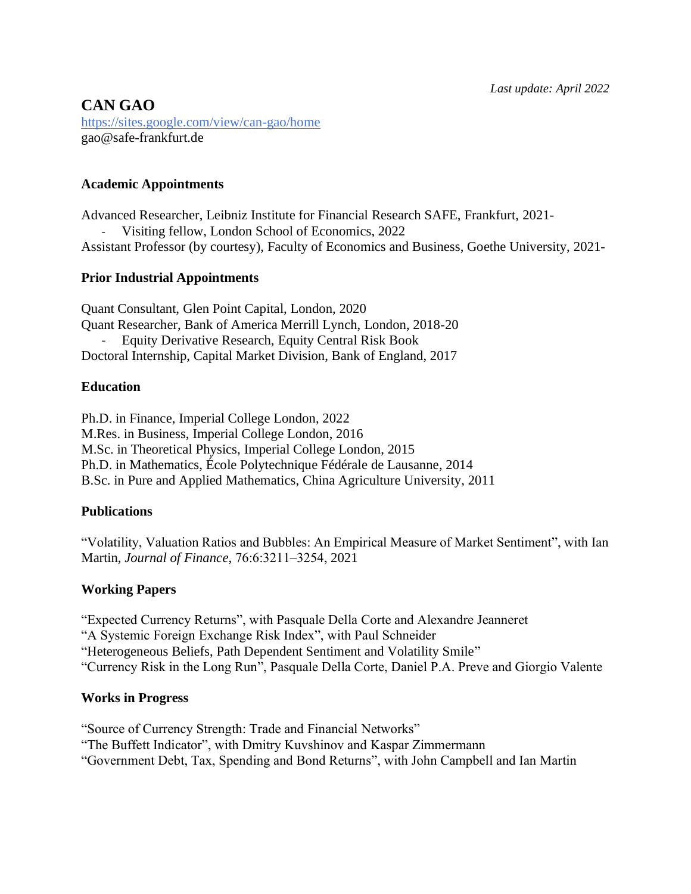*Last update: April 2022*

# CAN GAO

https://sites.google.com/view/can-gao/home
gao@safe-frankfurt.de

## Academic Appointments

Advanced Researcher, Leibniz Institute for Financial Research SAFE, Frankfurt, 2021-

- Visiting fellow, London School of Economics, 2022

Assistant Professor (by courtesy), Faculty of Economics and Business, Goethe University, 2021-

## Prior Industrial Appointments

Quant Consultant, Glen Point Capital, London, 2020
Quant Researcher, Bank of America Merrill Lynch, London, 2018-20

- Equity Derivative Research, Equity Central Risk Book

Doctoral Internship, Capital Market Division, Bank of England, 2017

## Education

Ph.D. in Finance, Imperial College London, 2022
M.Res. in Business, Imperial College London, 2016
M.Sc. in Theoretical Physics, Imperial College London, 2015
Ph.D. in Mathematics, École Polytechnique Fédérale de Lausanne, 2014
B.Sc. in Pure and Applied Mathematics, China Agriculture University, 2011

## Publications

"Volatility, Valuation Ratios and Bubbles: An Empirical Measure of Market Sentiment", with Ian Martin, *Journal of Finance*, 76:6:3211–3254, 2021

## Working Papers

"Expected Currency Returns", with Pasquale Della Corte and Alexandre Jeanneret
"A Systemic Foreign Exchange Risk Index", with Paul Schneider
"Heterogeneous Beliefs, Path Dependent Sentiment and Volatility Smile"
"Currency Risk in the Long Run", Pasquale Della Corte, Daniel P.A. Preve and Giorgio Valente

## Works in Progress

"Source of Currency Strength: Trade and Financial Networks"
"The Buffett Indicator", with Dmitry Kuvshinov and Kaspar Zimmermann
"Government Debt, Tax, Spending and Bond Returns", with John Campbell and Ian Martin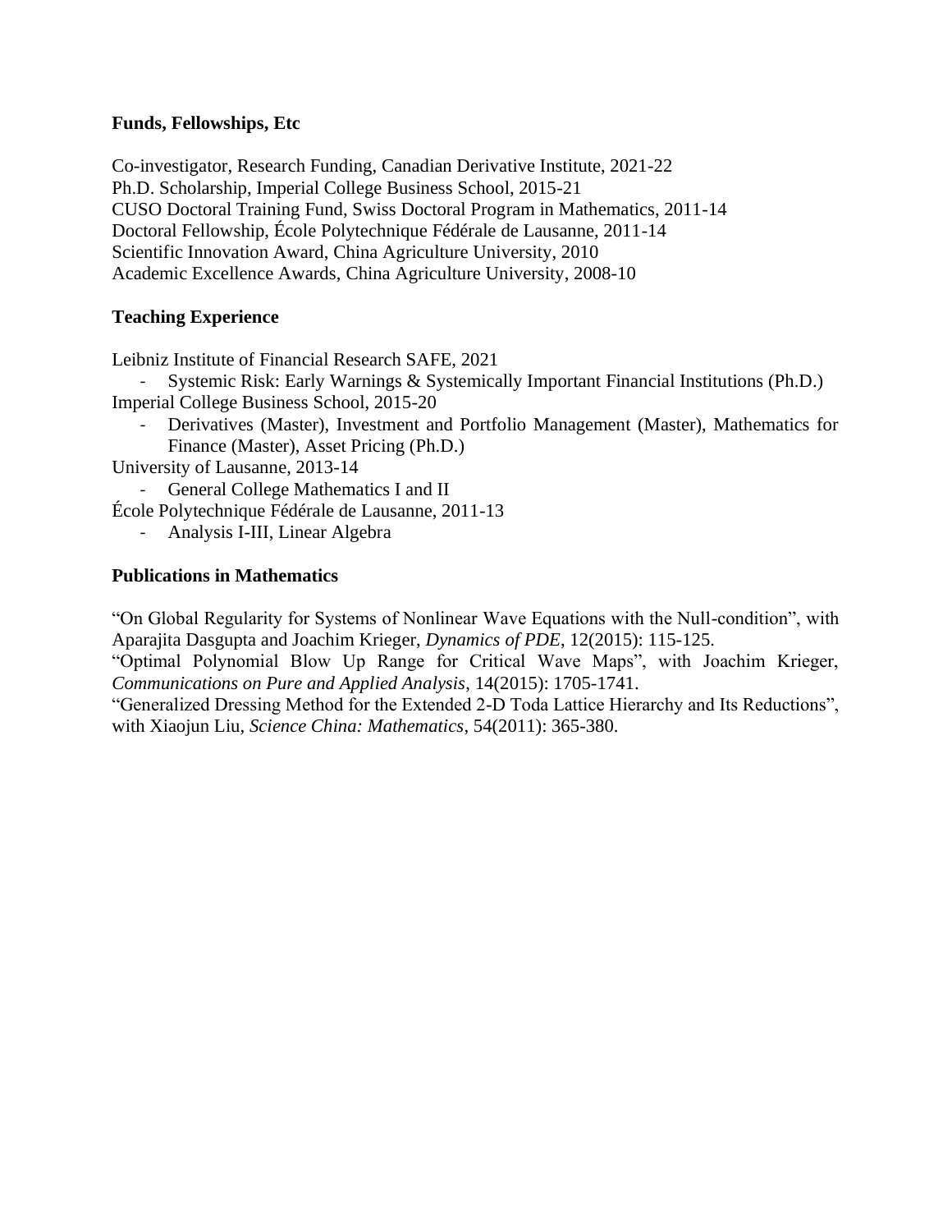**Funds, Fellowships, Etc**

Co-investigator, Research Funding, Canadian Derivative Institute, 2021-22
Ph.D. Scholarship, Imperial College Business School, 2015-21
CUSO Doctoral Training Fund, Swiss Doctoral Program in Mathematics, 2011-14
Doctoral Fellowship, École Polytechnique Fédérale de Lausanne, 2011-14
Scientific Innovation Award, China Agriculture University, 2010
Academic Excellence Awards, China Agriculture University, 2008-10

**Teaching Experience**

Leibniz Institute of Financial Research SAFE, 2021

- Systemic Risk: Early Warnings & Systemically Important Financial Institutions (Ph.D.)

Imperial College Business School, 2015-20

- Derivatives (Master), Investment and Portfolio Management (Master), Mathematics for Finance (Master), Asset Pricing (Ph.D.)

University of Lausanne, 2013-14

- General College Mathematics I and II

École Polytechnique Fédérale de Lausanne, 2011-13

- Analysis I-III, Linear Algebra

**Publications in Mathematics**

"On Global Regularity for Systems of Nonlinear Wave Equations with the Null-condition", with Aparajita Dasgupta and Joachim Krieger, *Dynamics of PDE*, 12(2015): 115-125.
"Optimal Polynomial Blow Up Range for Critical Wave Maps", with Joachim Krieger, *Communications on Pure and Applied Analysis*, 14(2015): 1705-1741.
"Generalized Dressing Method for the Extended 2-D Toda Lattice Hierarchy and Its Reductions", with Xiaojun Liu, *Science China: Mathematics*, 54(2011): 365-380.